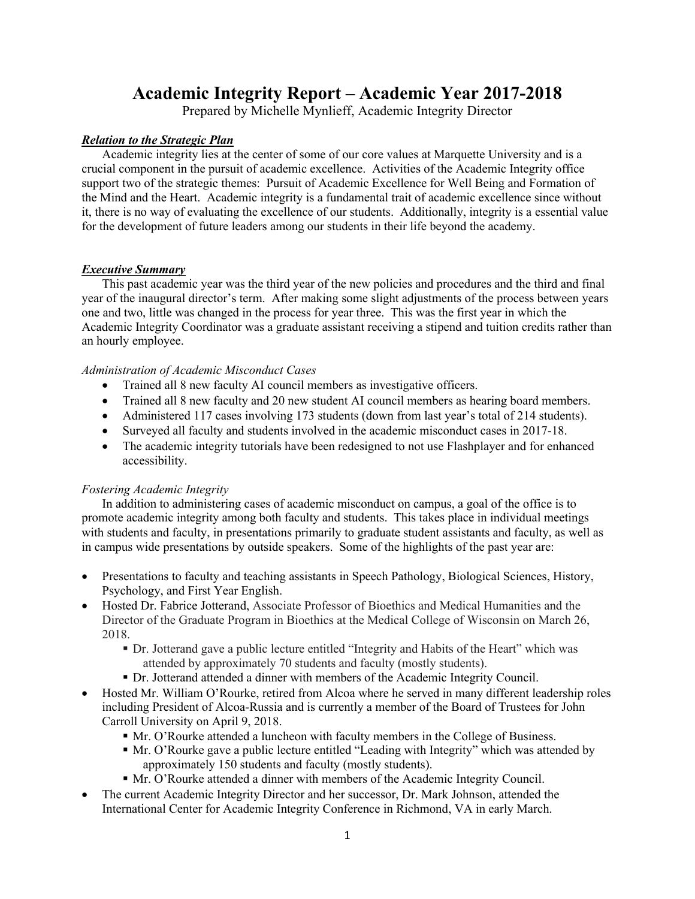# Academic Integrity Report – Academic Year 2017-2018

Prepared by Michelle Mynlieff, Academic Integrity Director

***Relation to the Strategic Plan***

Academic integrity lies at the center of some of our core values at Marquette University and is a crucial component in the pursuit of academic excellence. Activities of the Academic Integrity office support two of the strategic themes: Pursuit of Academic Excellence for Well Being and Formation of the Mind and the Heart. Academic integrity is a fundamental trait of academic excellence since without it, there is no way of evaluating the excellence of our students. Additionally, integrity is a essential value for the development of future leaders among our students in their life beyond the academy.

***Executive Summary***

This past academic year was the third year of the new policies and procedures and the third and final year of the inaugural director's term. After making some slight adjustments of the process between years one and two, little was changed in the process for year three. This was the first year in which the Academic Integrity Coordinator was a graduate assistant receiving a stipend and tuition credits rather than an hourly employee.

*Administration of Academic Misconduct Cases*

- Trained all 8 new faculty AI council members as investigative officers.
- Trained all 8 new faculty and 20 new student AI council members as hearing board members.
- Administered 117 cases involving 173 students (down from last year's total of 214 students).
- Surveyed all faculty and students involved in the academic misconduct cases in 2017-18.
- The academic integrity tutorials have been redesigned to not use Flashplayer and for enhanced accessibility.

*Fostering Academic Integrity*

In addition to administering cases of academic misconduct on campus, a goal of the office is to promote academic integrity among both faculty and students. This takes place in individual meetings with students and faculty, in presentations primarily to graduate student assistants and faculty, as well as in campus wide presentations by outside speakers. Some of the highlights of the past year are:

- Presentations to faculty and teaching assistants in Speech Pathology, Biological Sciences, History, Psychology, and First Year English.
- Hosted Dr. Fabrice Jotterand, Associate Professor of Bioethics and Medical Humanities and the Director of the Graduate Program in Bioethics at the Medical College of Wisconsin on March 26, 2018.
  - Dr. Jotterand gave a public lecture entitled "Integrity and Habits of the Heart" which was attended by approximately 70 students and faculty (mostly students).
  - Dr. Jotterand attended a dinner with members of the Academic Integrity Council.
- Hosted Mr. William O'Rourke, retired from Alcoa where he served in many different leadership roles including President of Alcoa-Russia and is currently a member of the Board of Trustees for John Carroll University on April 9, 2018.
  - Mr. O'Rourke attended a luncheon with faculty members in the College of Business.
  - Mr. O'Rourke gave a public lecture entitled "Leading with Integrity" which was attended by approximately 150 students and faculty (mostly students).
  - Mr. O'Rourke attended a dinner with members of the Academic Integrity Council.
- The current Academic Integrity Director and her successor, Dr. Mark Johnson, attended the International Center for Academic Integrity Conference in Richmond, VA in early March.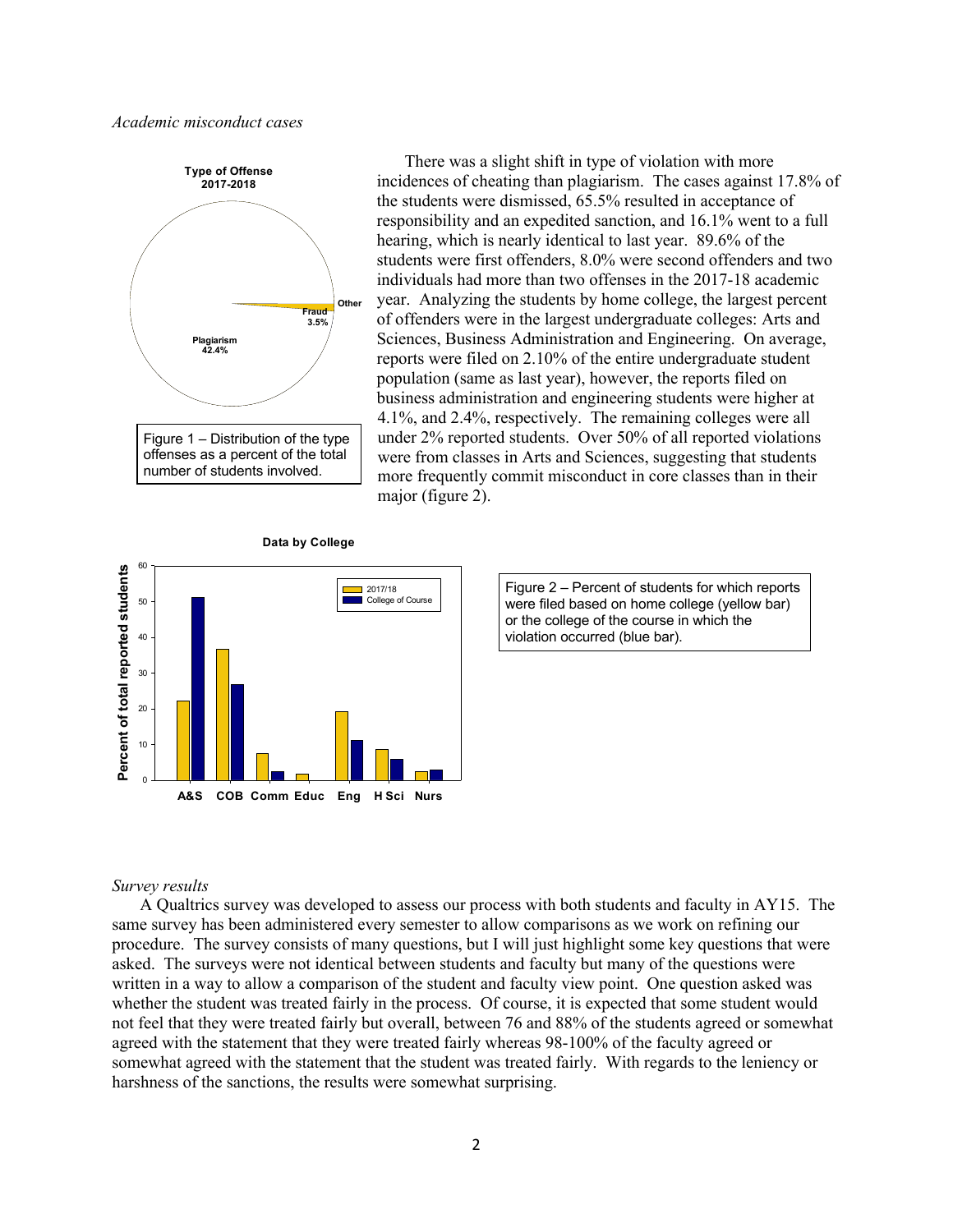*Academic misconduct cases*

Figure 1 – Distribution of the type offenses as a percent of the total number of students involved.

There was a slight shift in type of violation with more incidences of cheating than plagiarism. The cases against 17.8% of the students were dismissed, 65.5% resulted in acceptance of responsibility and an expedited sanction, and 16.1% went to a full hearing, which is nearly identical to last year. 89.6% of the students were first offenders, 8.0% were second offenders and two individuals had more than two offenses in the 2017-18 academic year. Analyzing the students by home college, the largest percent of offenders were in the largest undergraduate colleges: Arts and Sciences, Business Administration and Engineering. On average, reports were filed on 2.10% of the entire undergraduate student population (same as last year), however, the reports filed on business administration and engineering students were higher at 4.1%, and 2.4%, respectively. The remaining colleges were all under 2% reported students. Over 50% of all reported violations were from classes in Arts and Sciences, suggesting that students more frequently commit misconduct in core classes than in their major (figure 2).

Figure 2 – Percent of students for which reports were filed based on home college (yellow bar) or the college of the course in which the violation occurred (blue bar).

*Survey results*

A Qualtrics survey was developed to assess our process with both students and faculty in AY15. The same survey has been administered every semester to allow comparisons as we work on refining our procedure. The survey consists of many questions, but I will just highlight some key questions that were asked. The surveys were not identical between students and faculty but many of the questions were written in a way to allow a comparison of the student and faculty view point. One question asked was whether the student was treated fairly in the process. Of course, it is expected that some student would not feel that they were treated fairly but overall, between 76 and 88% of the students agreed or somewhat agreed with the statement that they were treated fairly whereas 98-100% of the faculty agreed or somewhat agreed with the statement that the student was treated fairly. With regards to the leniency or harshness of the sanctions, the results were somewhat surprising.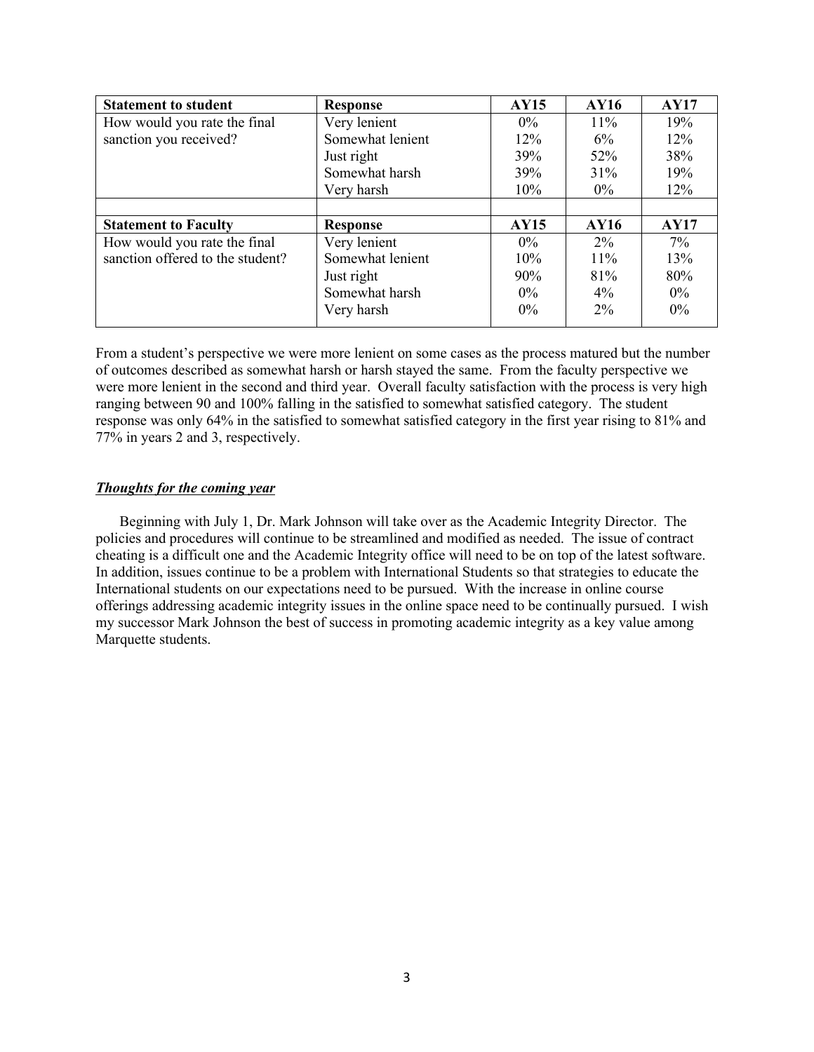| Statement to student | Response | AY15 | AY16 | AY17 |
| --- | --- | --- | --- | --- |
| How would you rate the final sanction you received? | Very lenient | 0% | 11% | 19% |
| | Somewhat lenient | 12% | 6% | 12% |
| | Just right | 39% | 52% | 38% |
| | Somewhat harsh | 39% | 31% | 19% |
| | Very harsh | 10% | 0% | 12% |
| | | | | |
| **Statement to Faculty** | **Response** | **AY15** | **AY16** | **AY17** |
| How would you rate the final sanction offered to the student? | Very lenient | 0% | 2% | 7% |
| | Somewhat lenient | 10% | 11% | 13% |
| | Just right | 90% | 81% | 80% |
| | Somewhat harsh | 0% | 4% | 0% |
| | Very harsh | 0% | 2% | 0% |

From a student's perspective we were more lenient on some cases as the process matured but the number of outcomes described as somewhat harsh or harsh stayed the same. From the faculty perspective we were more lenient in the second and third year. Overall faculty satisfaction with the process is very high ranging between 90 and 100% falling in the satisfied to somewhat satisfied category. The student response was only 64% in the satisfied to somewhat satisfied category in the first year rising to 81% and 77% in years 2 and 3, respectively.

### ***Thoughts for the coming year***

Beginning with July 1, Dr. Mark Johnson will take over as the Academic Integrity Director. The policies and procedures will continue to be streamlined and modified as needed. The issue of contract cheating is a difficult one and the Academic Integrity office will need to be on top of the latest software. In addition, issues continue to be a problem with International Students so that strategies to educate the International students on our expectations need to be pursued. With the increase in online course offerings addressing academic integrity issues in the online space need to be continually pursued. I wish my successor Mark Johnson the best of success in promoting academic integrity as a key value among Marquette students.